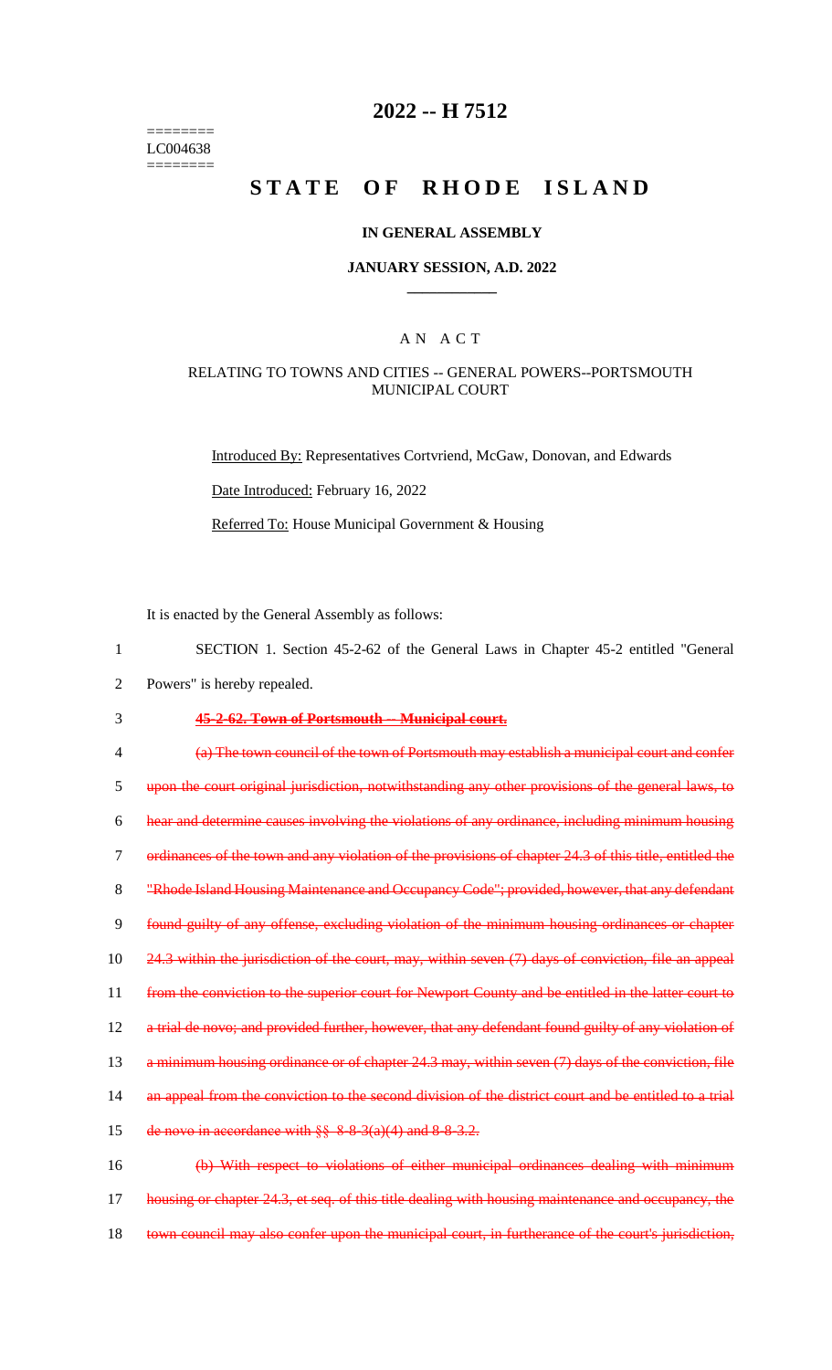========
LC004638
========

# 2022 -- H 7512

# STATE OF RHODE ISLAND

## IN GENERAL ASSEMBLY

### JANUARY SESSION, A.D. 2022

## A N A C T

### RELATING TO TOWNS AND CITIES -- GENERAL POWERS--PORTSMOUTH MUNICIPAL COURT

Introduced By: Representatives Cortvriend, McGaw, Donovan, and Edwards

Date Introduced: February 16, 2022

Referred To: House Municipal Government & Housing

It is enacted by the General Assembly as follows:

1 SECTION 1. Section 45-2-62 of the General Laws in Chapter 45-2 entitled "General
2 Powers" is hereby repealed.

3 ~~**45-2-62. Town of Portsmouth -- Municipal court.**~~

4 ~~(a) The town council of the town of Portsmouth may establish a municipal court and confer~~
5 ~~upon the court original jurisdiction, notwithstanding any other provisions of the general laws, to~~
6 ~~hear and determine causes involving the violations of any ordinance, including minimum housing~~
7 ~~ordinances of the town and any violation of the provisions of chapter 24.3 of this title, entitled the~~
8 ~~"Rhode Island Housing Maintenance and Occupancy Code"; provided, however, that any defendant~~
9 ~~found guilty of any offense, excluding violation of the minimum housing ordinances or chapter~~
10 ~~24.3 within the jurisdiction of the court, may, within seven (7) days of conviction, file an appeal~~
11 ~~from the conviction to the superior court for Newport County and be entitled in the latter court to~~
12 ~~a trial de novo; and provided further, however, that any defendant found guilty of any violation of~~
13 ~~a minimum housing ordinance or of chapter 24.3 may, within seven (7) days of the conviction, file~~
14 ~~an appeal from the conviction to the second division of the district court and be entitled to a trial~~
15 ~~de novo in accordance with §§ 8-8-3(a)(4) and 8-8-3.2.~~

16 ~~(b) With respect to violations of either municipal ordinances dealing with minimum~~
17 ~~housing or chapter 24.3, et seq. of this title dealing with housing maintenance and occupancy, the~~
18 ~~town council may also confer upon the municipal court, in furtherance of the court's jurisdiction,~~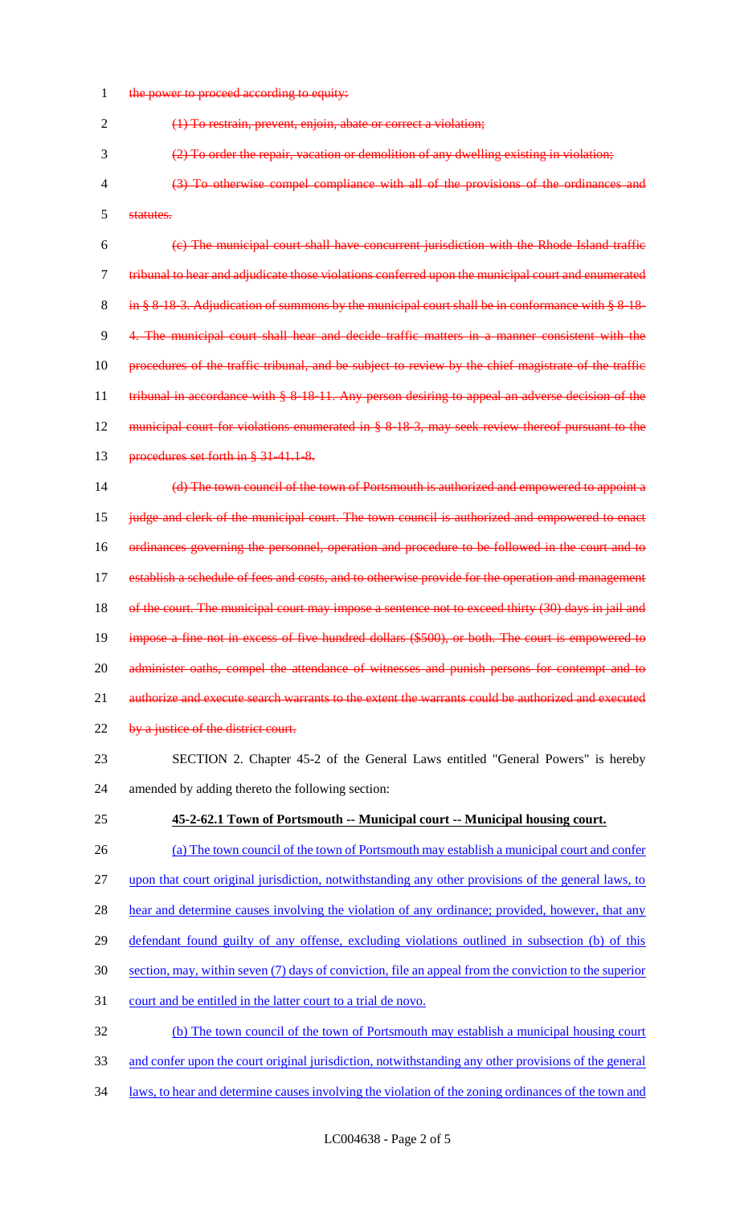the power to proceed according to equity:

(1) To restrain, prevent, enjoin, abate or correct a violation;

(2) To order the repair, vacation or demolition of any dwelling existing in violation;

(3) To otherwise compel compliance with all of the provisions of the ordinances and statutes.

(c) The municipal court shall have concurrent jurisdiction with the Rhode Island traffic tribunal to hear and adjudicate those violations conferred upon the municipal court and enumerated in § 8-18-3. Adjudication of summons by the municipal court shall be in conformance with § 8-18-4. The municipal court shall hear and decide traffic matters in a manner consistent with the procedures of the traffic tribunal, and be subject to review by the chief magistrate of the traffic tribunal in accordance with § 8-18-11. Any person desiring to appeal an adverse decision of the municipal court for violations enumerated in § 8-18-3, may seek review thereof pursuant to the procedures set forth in § 31-41.1-8.

(d) The town council of the town of Portsmouth is authorized and empowered to appoint a judge and clerk of the municipal court. The town council is authorized and empowered to enact ordinances governing the personnel, operation and procedure to be followed in the court and to establish a schedule of fees and costs, and to otherwise provide for the operation and management of the court. The municipal court may impose a sentence not to exceed thirty (30) days in jail and impose a fine not in excess of five hundred dollars ($500), or both. The court is empowered to administer oaths, compel the attendance of witnesses and punish persons for contempt and to authorize and execute search warrants to the extent the warrants could be authorized and executed by a justice of the district court.

SECTION 2. Chapter 45-2 of the General Laws entitled "General Powers" is hereby amended by adding thereto the following section:

**45-2-62.1 Town of Portsmouth -- Municipal court -- Municipal housing court.**

(a) The town council of the town of Portsmouth may establish a municipal court and confer upon that court original jurisdiction, notwithstanding any other provisions of the general laws, to hear and determine causes involving the violation of any ordinance; provided, however, that any defendant found guilty of any offense, excluding violations outlined in subsection (b) of this section, may, within seven (7) days of conviction, file an appeal from the conviction to the superior court and be entitled in the latter court to a trial de novo.

(b) The town council of the town of Portsmouth may establish a municipal housing court and confer upon the court original jurisdiction, notwithstanding any other provisions of the general laws, to hear and determine causes involving the violation of the zoning ordinances of the town and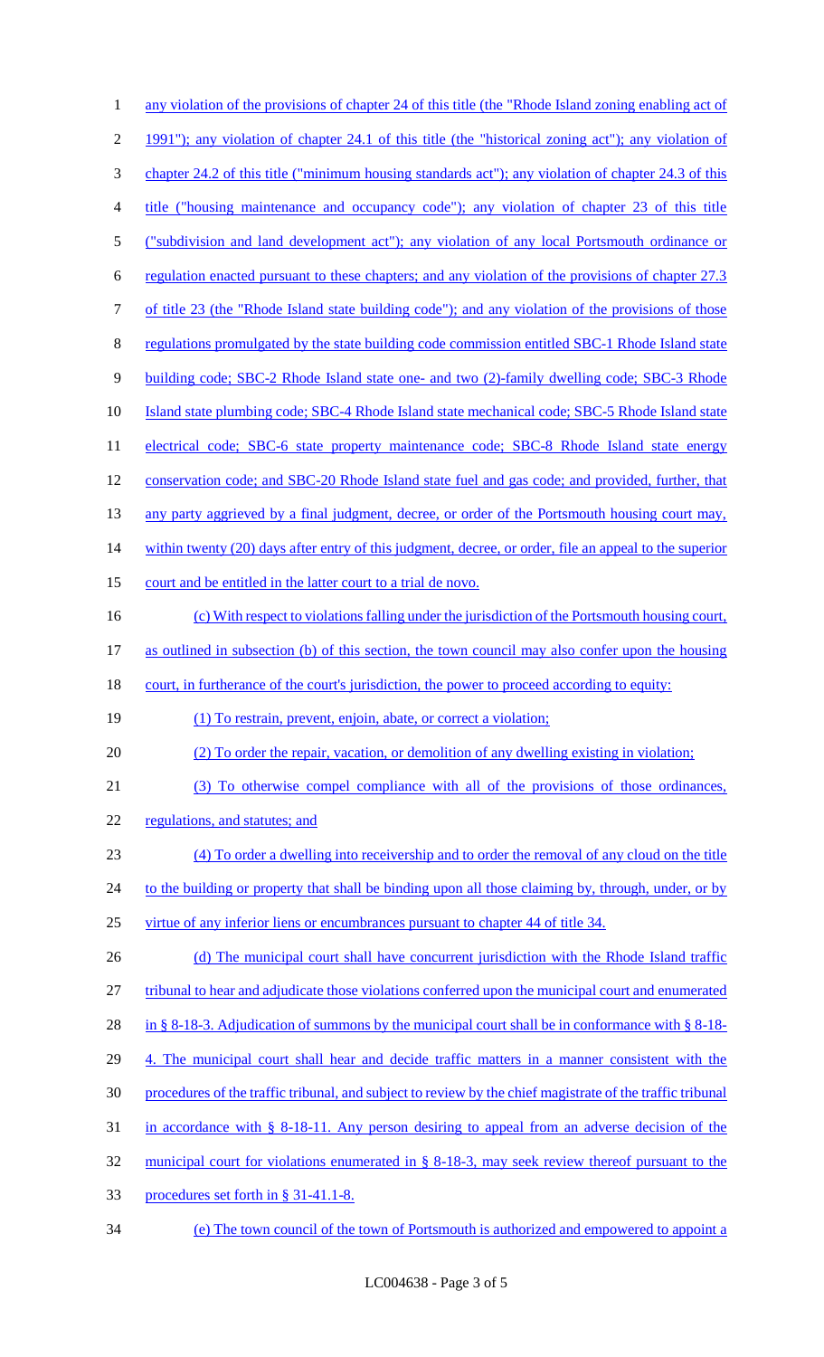any violation of the provisions of chapter 24 of this title (the "Rhode Island zoning enabling act of 1991"); any violation of chapter 24.1 of this title (the "historical zoning act"); any violation of chapter 24.2 of this title ("minimum housing standards act"); any violation of chapter 24.3 of this title ("housing maintenance and occupancy code"); any violation of chapter 23 of this title ("subdivision and land development act"); any violation of any local Portsmouth ordinance or regulation enacted pursuant to these chapters; and any violation of the provisions of chapter 27.3 of title 23 (the "Rhode Island state building code"); and any violation of the provisions of those regulations promulgated by the state building code commission entitled SBC-1 Rhode Island state building code; SBC-2 Rhode Island state one- and two (2)-family dwelling code; SBC-3 Rhode Island state plumbing code; SBC-4 Rhode Island state mechanical code; SBC-5 Rhode Island state electrical code; SBC-6 state property maintenance code; SBC-8 Rhode Island state energy conservation code; and SBC-20 Rhode Island state fuel and gas code; and provided, further, that any party aggrieved by a final judgment, decree, or order of the Portsmouth housing court may, within twenty (20) days after entry of this judgment, decree, or order, file an appeal to the superior court and be entitled in the latter court to a trial de novo.

(c) With respect to violations falling under the jurisdiction of the Portsmouth housing court, as outlined in subsection (b) of this section, the town council may also confer upon the housing court, in furtherance of the court's jurisdiction, the power to proceed according to equity:

(1) To restrain, prevent, enjoin, abate, or correct a violation;

(2) To order the repair, vacation, or demolition of any dwelling existing in violation;

(3) To otherwise compel compliance with all of the provisions of those ordinances, regulations, and statutes; and

(4) To order a dwelling into receivership and to order the removal of any cloud on the title to the building or property that shall be binding upon all those claiming by, through, under, or by virtue of any inferior liens or encumbrances pursuant to chapter 44 of title 34.

(d) The municipal court shall have concurrent jurisdiction with the Rhode Island traffic tribunal to hear and adjudicate those violations conferred upon the municipal court and enumerated in § 8-18-3. Adjudication of summons by the municipal court shall be in conformance with § 8-18-4. The municipal court shall hear and decide traffic matters in a manner consistent with the procedures of the traffic tribunal, and subject to review by the chief magistrate of the traffic tribunal in accordance with § 8-18-11. Any person desiring to appeal from an adverse decision of the municipal court for violations enumerated in § 8-18-3, may seek review thereof pursuant to the procedures set forth in § 31-41.1-8.

(e) The town council of the town of Portsmouth is authorized and empowered to appoint a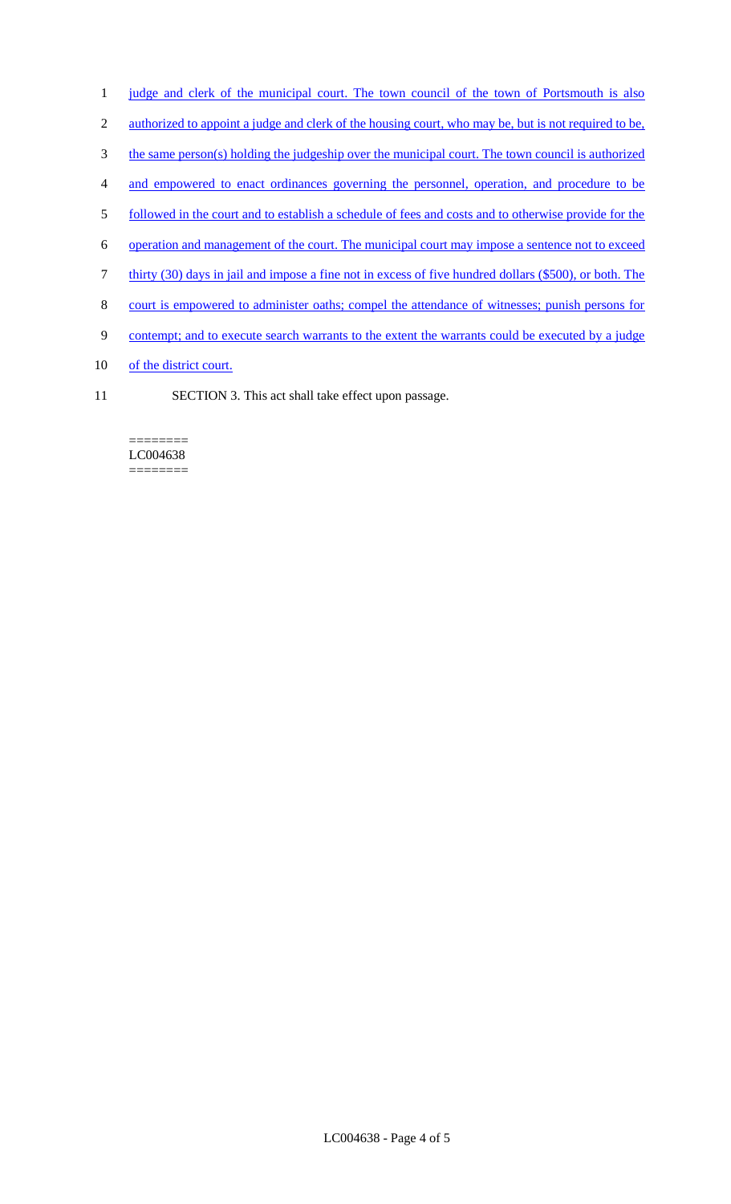judge and clerk of the municipal court. The town council of the town of Portsmouth is also authorized to appoint a judge and clerk of the housing court, who may be, but is not required to be, the same person(s) holding the judgeship over the municipal court. The town council is authorized and empowered to enact ordinances governing the personnel, operation, and procedure to be followed in the court and to establish a schedule of fees and costs and to otherwise provide for the operation and management of the court. The municipal court may impose a sentence not to exceed thirty (30) days in jail and impose a fine not in excess of five hundred dollars ($500), or both. The court is empowered to administer oaths; compel the attendance of witnesses; punish persons for contempt; and to execute search warrants to the extent the warrants could be executed by a judge of the district court.

SECTION 3. This act shall take effect upon passage.

========
LC004638
========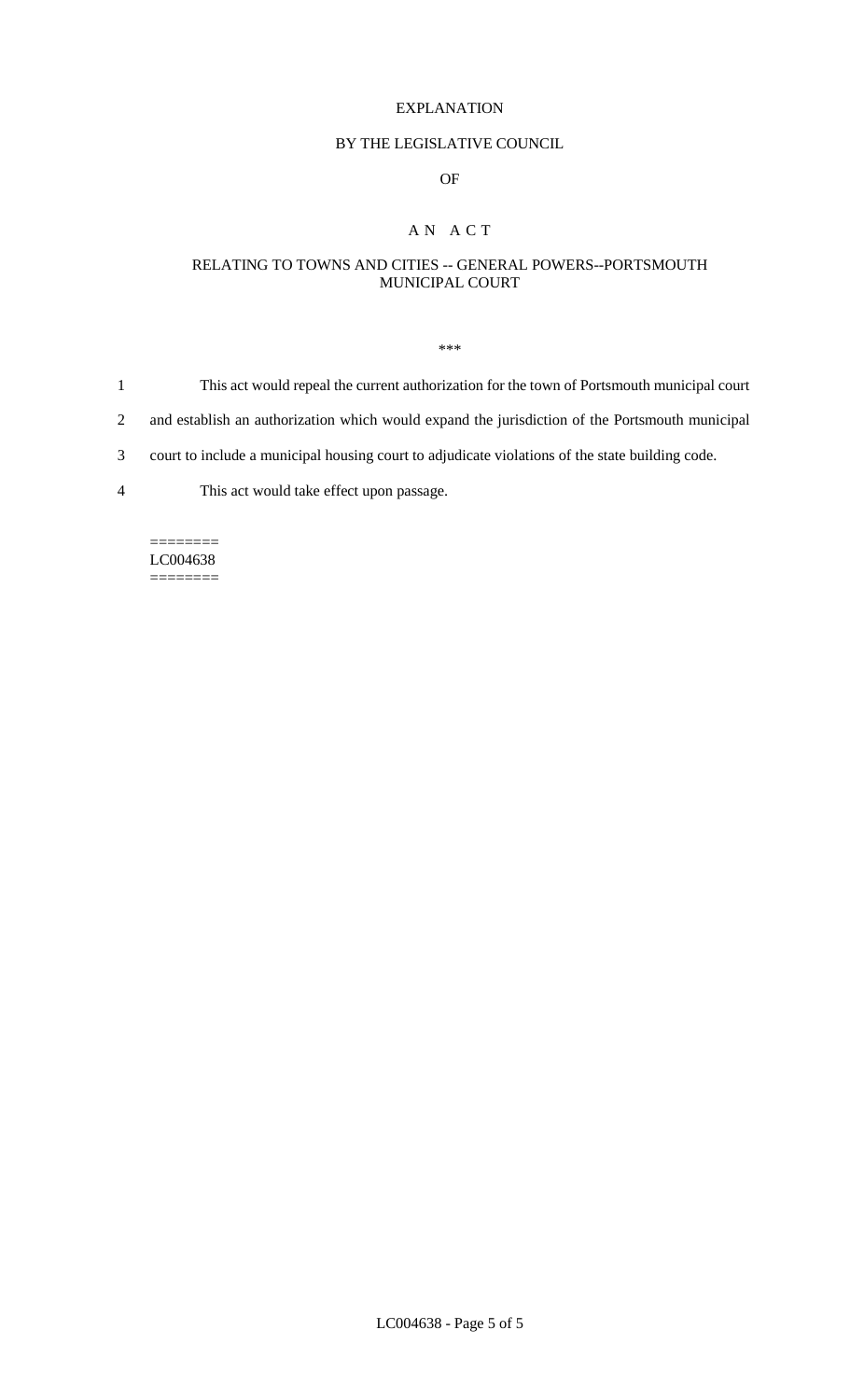EXPLANATION

BY THE LEGISLATIVE COUNCIL

OF

A N A C T

RELATING TO TOWNS AND CITIES -- GENERAL POWERS--PORTSMOUTH MUNICIPAL COURT

\*\*\*

1 This act would repeal the current authorization for the town of Portsmouth municipal court

2 and establish an authorization which would expand the jurisdiction of the Portsmouth municipal

3 court to include a municipal housing court to adjudicate violations of the state building code.

4 This act would take effect upon passage.

========
LC004638
========